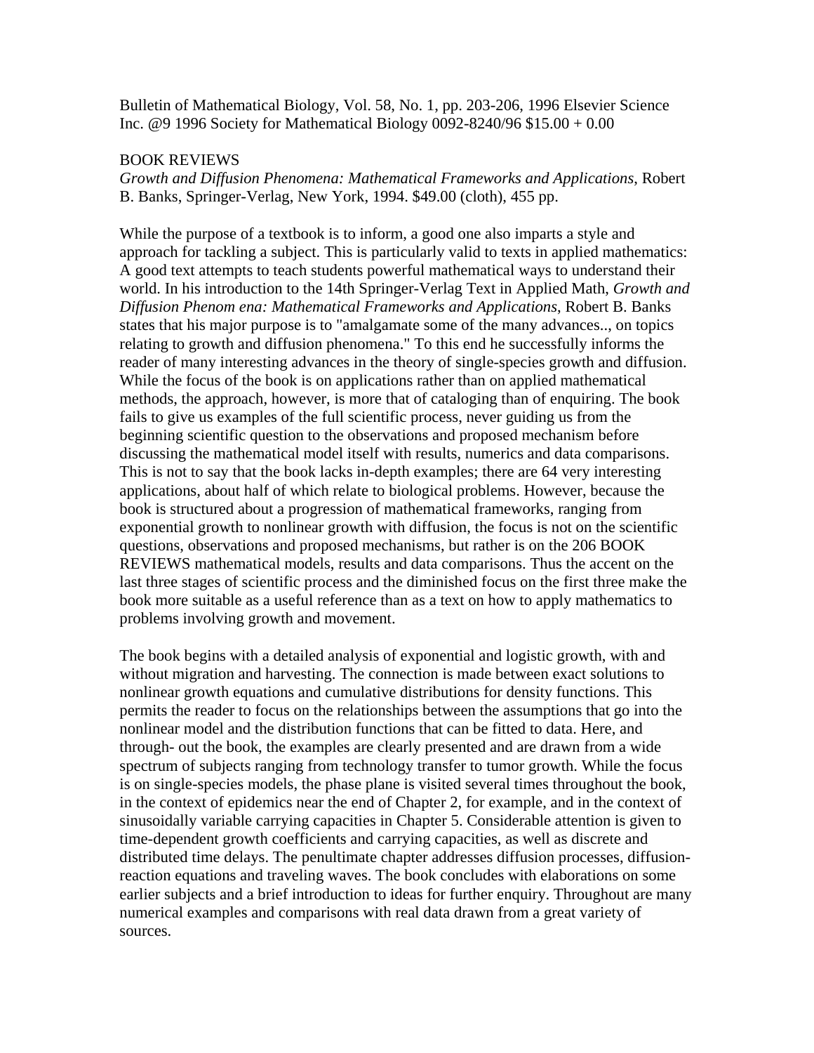Bulletin of Mathematical Biology, Vol. 58, No. 1, pp. 203-206, 1996 Elsevier Science Inc. @9 1996 Society for Mathematical Biology 0092-8240/96 $15.00 + 0.00

## BOOK REVIEWS

*Growth and Diffusion Phenomena: Mathematical Frameworks and Applications*, Robert B. Banks, Springer-Verlag, New York, 1994. $49.00 (cloth), 455 pp.

While the purpose of a textbook is to inform, a good one also imparts a style and approach for tackling a subject. This is particularly valid to texts in applied mathematics: A good text attempts to teach students powerful mathematical ways to understand their world. In his introduction to the 14th Springer-Verlag Text in Applied Math, *Growth and Diffusion Phenom ena: Mathematical Frameworks and Applications*, Robert B. Banks states that his major purpose is to "amalgamate some of the many advances.., on topics relating to growth and diffusion phenomena." To this end he successfully informs the reader of many interesting advances in the theory of single-species growth and diffusion. While the focus of the book is on applications rather than on applied mathematical methods, the approach, however, is more that of cataloging than of enquiring. The book fails to give us examples of the full scientific process, never guiding us from the beginning scientific question to the observations and proposed mechanism before discussing the mathematical model itself with results, numerics and data comparisons. This is not to say that the book lacks in-depth examples; there are 64 very interesting applications, about half of which relate to biological problems. However, because the book is structured about a progression of mathematical frameworks, ranging from exponential growth to nonlinear growth with diffusion, the focus is not on the scientific questions, observations and proposed mechanisms, but rather is on the 206 BOOK REVIEWS mathematical models, results and data comparisons. Thus the accent on the last three stages of scientific process and the diminished focus on the first three make the book more suitable as a useful reference than as a text on how to apply mathematics to problems involving growth and movement.

The book begins with a detailed analysis of exponential and logistic growth, with and without migration and harvesting. The connection is made between exact solutions to nonlinear growth equations and cumulative distributions for density functions. This permits the reader to focus on the relationships between the assumptions that go into the nonlinear model and the distribution functions that can be fitted to data. Here, and through- out the book, the examples are clearly presented and are drawn from a wide spectrum of subjects ranging from technology transfer to tumor growth. While the focus is on single-species models, the phase plane is visited several times throughout the book, in the context of epidemics near the end of Chapter 2, for example, and in the context of sinusoidally variable carrying capacities in Chapter 5. Considerable attention is given to time-dependent growth coefficients and carrying capacities, as well as discrete and distributed time delays. The penultimate chapter addresses diffusion processes, diffusion-reaction equations and traveling waves. The book concludes with elaborations on some earlier subjects and a brief introduction to ideas for further enquiry. Throughout are many numerical examples and comparisons with real data drawn from a great variety of sources.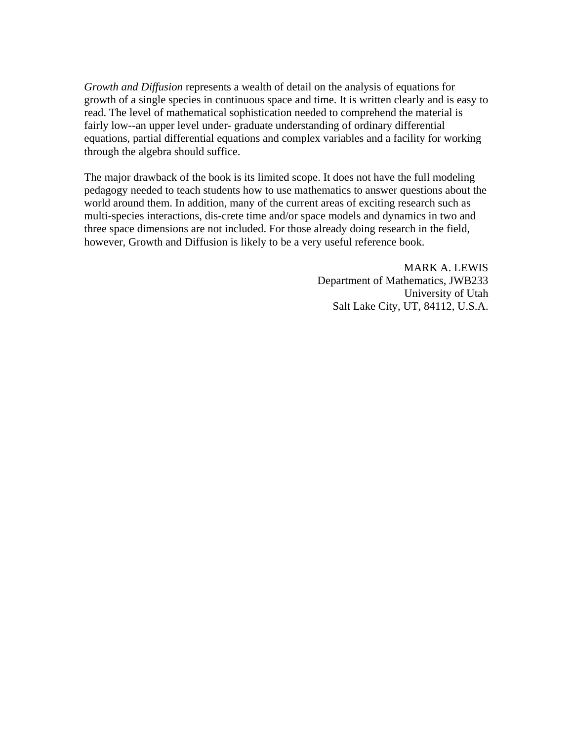*Growth and Diffusion* represents a wealth of detail on the analysis of equations for growth of a single species in continuous space and time. It is written clearly and is easy to read. The level of mathematical sophistication needed to comprehend the material is fairly low--an upper level under- graduate understanding of ordinary differential equations, partial differential equations and complex variables and a facility for working through the algebra should suffice.

The major drawback of the book is its limited scope. It does not have the full modeling pedagogy needed to teach students how to use mathematics to answer questions about the world around them. In addition, many of the current areas of exciting research such as multi-species interactions, dis-crete time and/or space models and dynamics in two and three space dimensions are not included. For those already doing research in the field, however, Growth and Diffusion is likely to be a very useful reference book.

MARK A. LEWIS
Department of Mathematics, JWB233
University of Utah
Salt Lake City, UT, 84112, U.S.A.